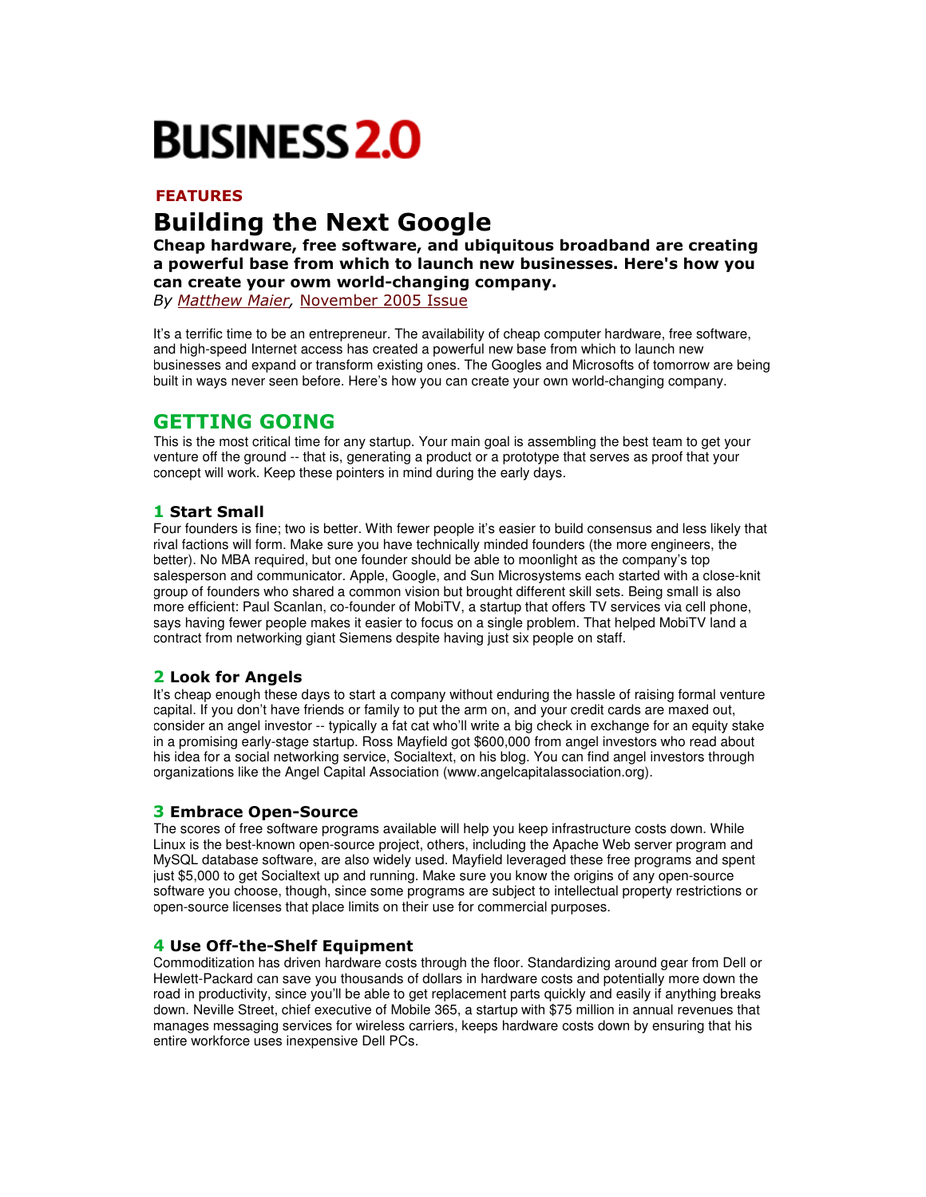# BUSINESS 2.0

**FEATURES**

# Building the Next Google

**Cheap hardware, free software, and ubiquitous broadband are creating a powerful base from which to launch new businesses. Here's how you can create your owm world-changing company.**

*By* *Matthew Maier*, November 2005 Issue

It's a terrific time to be an entrepreneur. The availability of cheap computer hardware, free software, and high-speed Internet access has created a powerful new base from which to launch new businesses and expand or transform existing ones. The Googles and Microsofts of tomorrow are being built in ways never seen before. Here's how you can create your own world-changing company.

## GETTING GOING

This is the most critical time for any startup. Your main goal is assembling the best team to get your venture off the ground -- that is, generating a product or a prototype that serves as proof that your concept will work. Keep these pointers in mind during the early days.

### 1 Start Small

Four founders is fine; two is better. With fewer people it's easier to build consensus and less likely that rival factions will form. Make sure you have technically minded founders (the more engineers, the better). No MBA required, but one founder should be able to moonlight as the company's top salesperson and communicator. Apple, Google, and Sun Microsystems each started with a close-knit group of founders who shared a common vision but brought different skill sets. Being small is also more efficient: Paul Scanlan, co-founder of MobiTV, a startup that offers TV services via cell phone, says having fewer people makes it easier to focus on a single problem. That helped MobiTV land a contract from networking giant Siemens despite having just six people on staff.

### 2 Look for Angels

It's cheap enough these days to start a company without enduring the hassle of raising formal venture capital. If you don't have friends or family to put the arm on, and your credit cards are maxed out, consider an angel investor -- typically a fat cat who'll write a big check in exchange for an equity stake in a promising early-stage startup. Ross Mayfield got $600,000 from angel investors who read about his idea for a social networking service, Socialtext, on his blog. You can find angel investors through organizations like the Angel Capital Association (www.angelcapitalassociation.org).

### 3 Embrace Open-Source

The scores of free software programs available will help you keep infrastructure costs down. While Linux is the best-known open-source project, others, including the Apache Web server program and MySQL database software, are also widely used. Mayfield leveraged these free programs and spent just $5,000 to get Socialtext up and running. Make sure you know the origins of any open-source software you choose, though, since some programs are subject to intellectual property restrictions or open-source licenses that place limits on their use for commercial purposes.

### 4 Use Off-the-Shelf Equipment

Commoditization has driven hardware costs through the floor. Standardizing around gear from Dell or Hewlett-Packard can save you thousands of dollars in hardware costs and potentially more down the road in productivity, since you'll be able to get replacement parts quickly and easily if anything breaks down. Neville Street, chief executive of Mobile 365, a startup with $75 million in annual revenues that manages messaging services for wireless carriers, keeps hardware costs down by ensuring that his entire workforce uses inexpensive Dell PCs.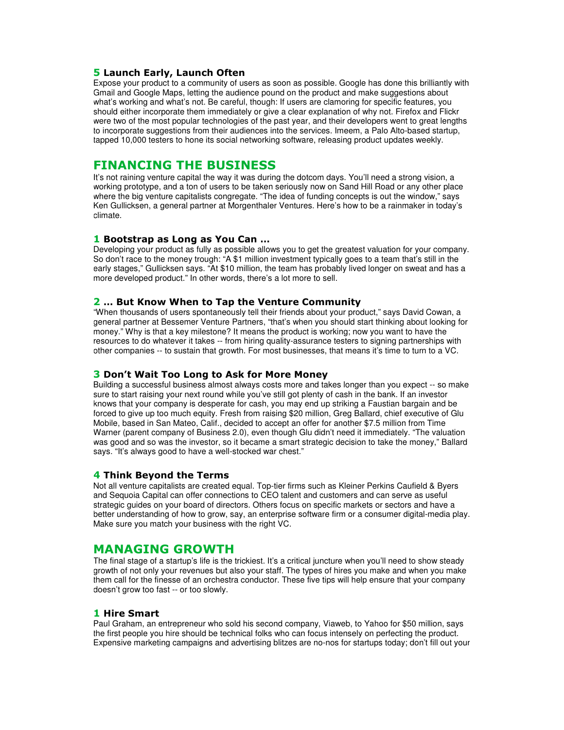### 5 Launch Early, Launch Often

Expose your product to a community of users as soon as possible. Google has done this brilliantly with Gmail and Google Maps, letting the audience pound on the product and make suggestions about what's working and what's not. Be careful, though: If users are clamoring for specific features, you should either incorporate them immediately or give a clear explanation of why not. Firefox and Flickr were two of the most popular technologies of the past year, and their developers went to great lengths to incorporate suggestions from their audiences into the services. Imeem, a Palo Alto-based startup, tapped 10,000 testers to hone its social networking software, releasing product updates weekly.

## FINANCING THE BUSINESS

It's not raining venture capital the way it was during the dotcom days. You'll need a strong vision, a working prototype, and a ton of users to be taken seriously now on Sand Hill Road or any other place where the big venture capitalists congregate. "The idea of funding concepts is out the window," says Ken Gullicksen, a general partner at Morgenthaler Ventures. Here's how to be a rainmaker in today's climate.

### 1 Bootstrap as Long as You Can …

Developing your product as fully as possible allows you to get the greatest valuation for your company. So don't race to the money trough: "A $1 million investment typically goes to a team that's still in the early stages," Gullicksen says. "At $10 million, the team has probably lived longer on sweat and has a more developed product." In other words, there's a lot more to sell.

### 2 … But Know When to Tap the Venture Community

"When thousands of users spontaneously tell their friends about your product," says David Cowan, a general partner at Bessemer Venture Partners, "that's when you should start thinking about looking for money." Why is that a key milestone? It means the product is working; now you want to have the resources to do whatever it takes -- from hiring quality-assurance testers to signing partnerships with other companies -- to sustain that growth. For most businesses, that means it's time to turn to a VC.

### 3 Don't Wait Too Long to Ask for More Money

Building a successful business almost always costs more and takes longer than you expect -- so make sure to start raising your next round while you've still got plenty of cash in the bank. If an investor knows that your company is desperate for cash, you may end up striking a Faustian bargain and be forced to give up too much equity. Fresh from raising $20 million, Greg Ballard, chief executive of Glu Mobile, based in San Mateo, Calif., decided to accept an offer for another $7.5 million from Time Warner (parent company of Business 2.0), even though Glu didn't need it immediately. "The valuation was good and so was the investor, so it became a smart strategic decision to take the money," Ballard says. "It's always good to have a well-stocked war chest."

### 4 Think Beyond the Terms

Not all venture capitalists are created equal. Top-tier firms such as Kleiner Perkins Caufield & Byers and Sequoia Capital can offer connections to CEO talent and customers and can serve as useful strategic guides on your board of directors. Others focus on specific markets or sectors and have a better understanding of how to grow, say, an enterprise software firm or a consumer digital-media play. Make sure you match your business with the right VC.

## MANAGING GROWTH

The final stage of a startup's life is the trickiest. It's a critical juncture when you'll need to show steady growth of not only your revenues but also your staff. The types of hires you make and when you make them call for the finesse of an orchestra conductor. These five tips will help ensure that your company doesn't grow too fast -- or too slowly.

### 1 Hire Smart

Paul Graham, an entrepreneur who sold his second company, Viaweb, to Yahoo for $50 million, says the first people you hire should be technical folks who can focus intensely on perfecting the product. Expensive marketing campaigns and advertising blitzes are no-nos for startups today; don't fill out your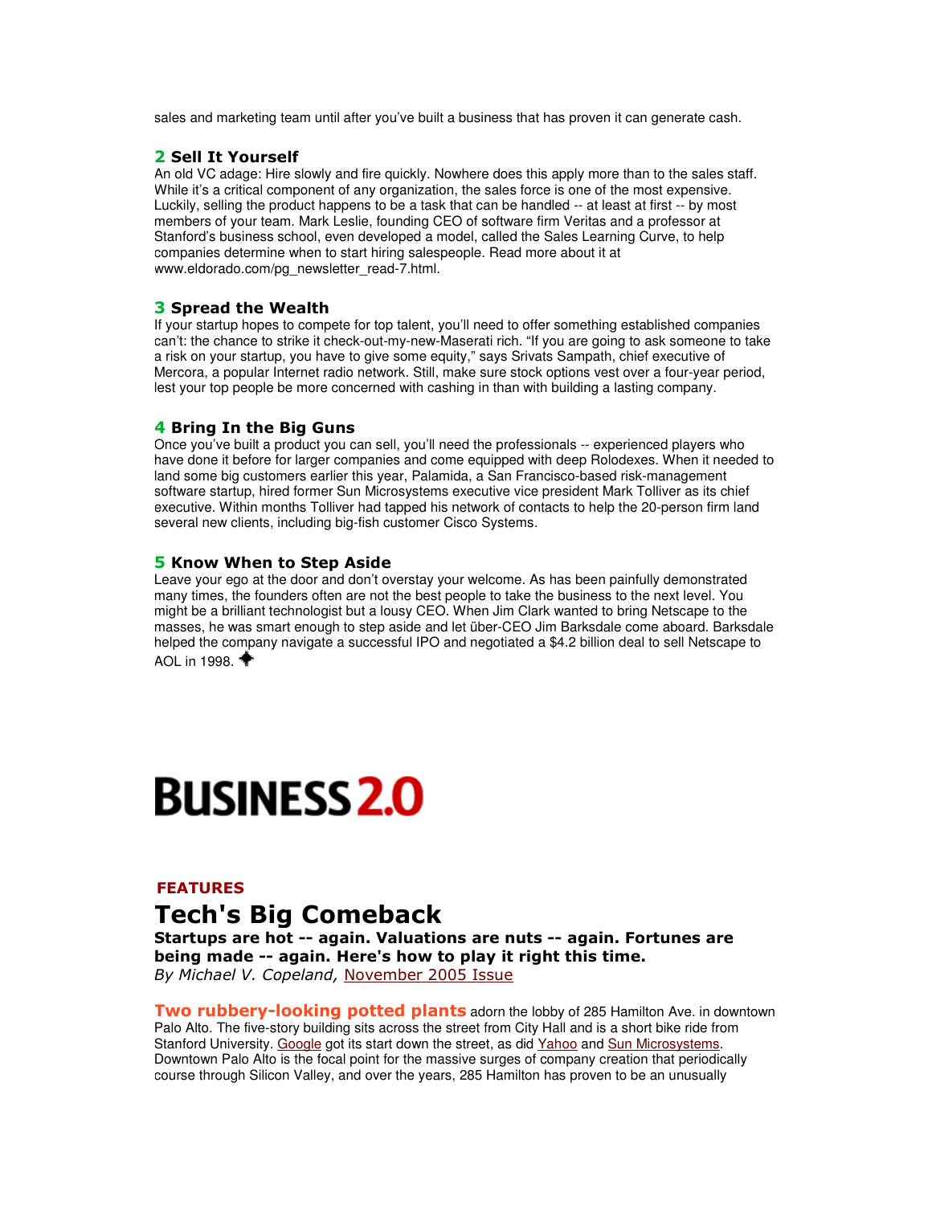sales and marketing team until after you've built a business that has proven it can generate cash.

### 2 Sell It Yourself

An old VC adage: Hire slowly and fire quickly. Nowhere does this apply more than to the sales staff. While it's a critical component of any organization, the sales force is one of the most expensive. Luckily, selling the product happens to be a task that can be handled -- at least at first -- by most members of your team. Mark Leslie, founding CEO of software firm Veritas and a professor at Stanford's business school, even developed a model, called the Sales Learning Curve, to help companies determine when to start hiring salespeople. Read more about it at www.eldorado.com/pg_newsletter_read-7.html.

### 3 Spread the Wealth

If your startup hopes to compete for top talent, you'll need to offer something established companies can't: the chance to strike it check-out-my-new-Maserati rich. "If you are going to ask someone to take a risk on your startup, you have to give some equity," says Srivats Sampath, chief executive of Mercora, a popular Internet radio network. Still, make sure stock options vest over a four-year period, lest your top people be more concerned with cashing in than with building a lasting company.

### 4 Bring In the Big Guns

Once you've built a product you can sell, you'll need the professionals -- experienced players who have done it before for larger companies and come equipped with deep Rolodexes. When it needed to land some big customers earlier this year, Palamida, a San Francisco-based risk-management software startup, hired former Sun Microsystems executive vice president Mark Tolliver as its chief executive. Within months Tolliver had tapped his network of contacts to help the 20-person firm land several new clients, including big-fish customer Cisco Systems.

### 5 Know When to Step Aside

Leave your ego at the door and don't overstay your welcome. As has been painfully demonstrated many times, the founders often are not the best people to take the business to the next level. You might be a brilliant technologist but a lousy CEO. When Jim Clark wanted to bring Netscape to the masses, he was smart enough to step aside and let über-CEO Jim Barksdale come aboard. Barksdale helped the company navigate a successful IPO and negotiated a $4.2 billion deal to sell Netscape to AOL in 1998. ✦

# BUSINESS 2.0

**FEATURES**

## Tech's Big Comeback

**Startups are hot -- again. Valuations are nuts -- again. Fortunes are being made -- again. Here's how to play it right this time.**

*By Michael V. Copeland,* November 2005 Issue

**Two rubbery-looking potted plants** adorn the lobby of 285 Hamilton Ave. in downtown Palo Alto. The five-story building sits across the street from City Hall and is a short bike ride from Stanford University. Google got its start down the street, as did Yahoo and Sun Microsystems. Downtown Palo Alto is the focal point for the massive surges of company creation that periodically course through Silicon Valley, and over the years, 285 Hamilton has proven to be an unusually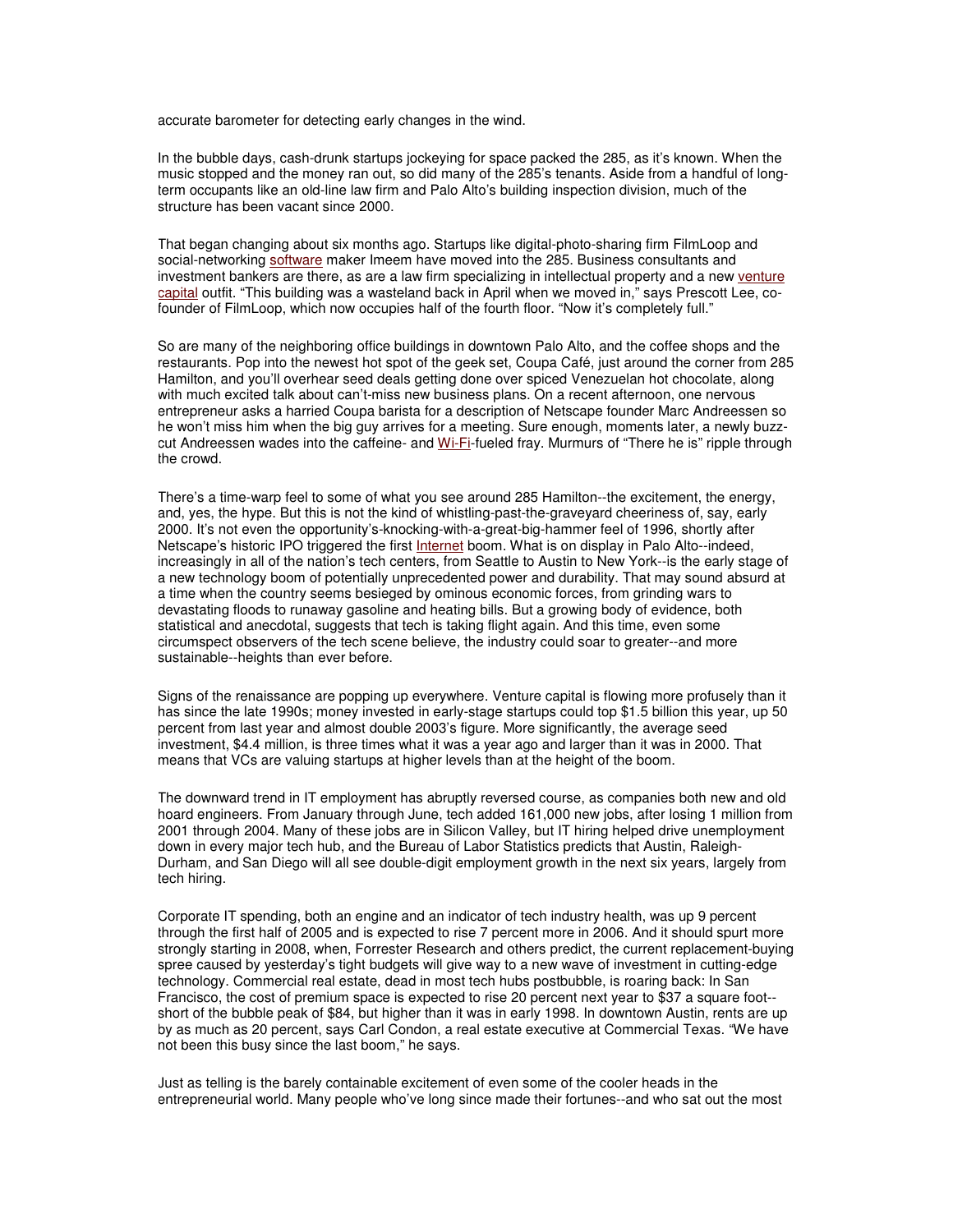accurate barometer for detecting early changes in the wind.

In the bubble days, cash-drunk startups jockeying for space packed the 285, as it's known. When the music stopped and the money ran out, so did many of the 285's tenants. Aside from a handful of long-term occupants like an old-line law firm and Palo Alto's building inspection division, much of the structure has been vacant since 2000.

That began changing about six months ago. Startups like digital-photo-sharing firm FilmLoop and social-networking software maker Imeem have moved into the 285. Business consultants and investment bankers are there, as are a law firm specializing in intellectual property and a new venture capital outfit. "This building was a wasteland back in April when we moved in," says Prescott Lee, co-founder of FilmLoop, which now occupies half of the fourth floor. "Now it's completely full."

So are many of the neighboring office buildings in downtown Palo Alto, and the coffee shops and the restaurants. Pop into the newest hot spot of the geek set, Coupa Café, just around the corner from 285 Hamilton, and you'll overhear seed deals getting done over spiced Venezuelan hot chocolate, along with much excited talk about can't-miss new business plans. On a recent afternoon, one nervous entrepreneur asks a harried Coupa barista for a description of Netscape founder Marc Andreessen so he won't miss him when the big guy arrives for a meeting. Sure enough, moments later, a newly buzz-cut Andreessen wades into the caffeine- and Wi-Fi-fueled fray. Murmurs of "There he is" ripple through the crowd.

There's a time-warp feel to some of what you see around 285 Hamilton--the excitement, the energy, and, yes, the hype. But this is not the kind of whistling-past-the-graveyard cheeriness of, say, early 2000. It's not even the opportunity's-knocking-with-a-great-big-hammer feel of 1996, shortly after Netscape's historic IPO triggered the first Internet boom. What is on display in Palo Alto--indeed, increasingly in all of the nation's tech centers, from Seattle to Austin to New York--is the early stage of a new technology boom of potentially unprecedented power and durability. That may sound absurd at a time when the country seems besieged by ominous economic forces, from grinding wars to devastating floods to runaway gasoline and heating bills. But a growing body of evidence, both statistical and anecdotal, suggests that tech is taking flight again. And this time, even some circumspect observers of the tech scene believe, the industry could soar to greater--and more sustainable--heights than ever before.

Signs of the renaissance are popping up everywhere. Venture capital is flowing more profusely than it has since the late 1990s; money invested in early-stage startups could top $1.5 billion this year, up 50 percent from last year and almost double 2003's figure. More significantly, the average seed investment, $4.4 million, is three times what it was a year ago and larger than it was in 2000. That means that VCs are valuing startups at higher levels than at the height of the boom.

The downward trend in IT employment has abruptly reversed course, as companies both new and old hoard engineers. From January through June, tech added 161,000 new jobs, after losing 1 million from 2001 through 2004. Many of these jobs are in Silicon Valley, but IT hiring helped drive unemployment down in every major tech hub, and the Bureau of Labor Statistics predicts that Austin, Raleigh-Durham, and San Diego will all see double-digit employment growth in the next six years, largely from tech hiring.

Corporate IT spending, both an engine and an indicator of tech industry health, was up 9 percent through the first half of 2005 and is expected to rise 7 percent more in 2006. And it should spurt more strongly starting in 2008, when, Forrester Research and others predict, the current replacement-buying spree caused by yesterday's tight budgets will give way to a new wave of investment in cutting-edge technology. Commercial real estate, dead in most tech hubs postbubble, is roaring back: In San Francisco, the cost of premium space is expected to rise 20 percent next year to $37 a square foot--short of the bubble peak of $84, but higher than it was in early 1998. In downtown Austin, rents are up by as much as 20 percent, says Carl Condon, a real estate executive at Commercial Texas. "We have not been this busy since the last boom," he says.

Just as telling is the barely containable excitement of even some of the cooler heads in the entrepreneurial world. Many people who've long since made their fortunes--and who sat out the most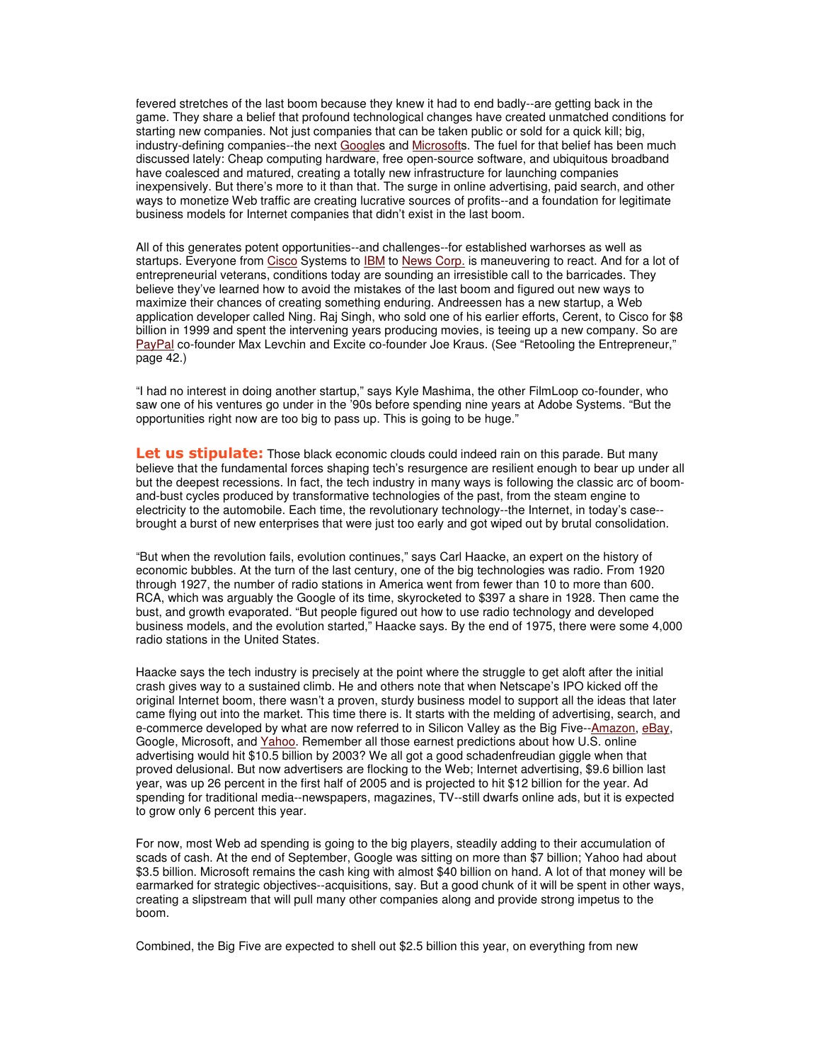fevered stretches of the last boom because they knew it had to end badly--are getting back in the game. They share a belief that profound technological changes have created unmatched conditions for starting new companies. Not just companies that can be taken public or sold for a quick kill; big, industry-defining companies--the next Googles and Microsofts. The fuel for that belief has been much discussed lately: Cheap computing hardware, free open-source software, and ubiquitous broadband have coalesced and matured, creating a totally new infrastructure for launching companies inexpensively. But there's more to it than that. The surge in online advertising, paid search, and other ways to monetize Web traffic are creating lucrative sources of profits--and a foundation for legitimate business models for Internet companies that didn't exist in the last boom.

All of this generates potent opportunities--and challenges--for established warhorses as well as startups. Everyone from Cisco Systems to IBM to News Corp. is maneuvering to react. And for a lot of entrepreneurial veterans, conditions today are sounding an irresistible call to the barricades. They believe they've learned how to avoid the mistakes of the last boom and figured out new ways to maximize their chances of creating something enduring. Andreessen has a new startup, a Web application developer called Ning. Raj Singh, who sold one of his earlier efforts, Cerent, to Cisco for $8 billion in 1999 and spent the intervening years producing movies, is teeing up a new company. So are PayPal co-founder Max Levchin and Excite co-founder Joe Kraus. (See "Retooling the Entrepreneur," page 42.)

"I had no interest in doing another startup," says Kyle Mashima, the other FilmLoop co-founder, who saw one of his ventures go under in the '90s before spending nine years at Adobe Systems. "But the opportunities right now are too big to pass up. This is going to be huge."

**Let us stipulate:** Those black economic clouds could indeed rain on this parade. But many believe that the fundamental forces shaping tech's resurgence are resilient enough to bear up under all but the deepest recessions. In fact, the tech industry in many ways is following the classic arc of boom-and-bust cycles produced by transformative technologies of the past, from the steam engine to electricity to the automobile. Each time, the revolutionary technology--the Internet, in today's case--brought a burst of new enterprises that were just too early and got wiped out by brutal consolidation.

"But when the revolution fails, evolution continues," says Carl Haacke, an expert on the history of economic bubbles. At the turn of the last century, one of the big technologies was radio. From 1920 through 1927, the number of radio stations in America went from fewer than 10 to more than 600. RCA, which was arguably the Google of its time, skyrocketed to $397 a share in 1928. Then came the bust, and growth evaporated. "But people figured out how to use radio technology and developed business models, and the evolution started," Haacke says. By the end of 1975, there were some 4,000 radio stations in the United States.

Haacke says the tech industry is precisely at the point where the struggle to get aloft after the initial crash gives way to a sustained climb. He and others note that when Netscape's IPO kicked off the original Internet boom, there wasn't a proven, sturdy business model to support all the ideas that later came flying out into the market. This time there is. It starts with the melding of advertising, search, and e-commerce developed by what are now referred to in Silicon Valley as the Big Five--Amazon, eBay, Google, Microsoft, and Yahoo. Remember all those earnest predictions about how U.S. online advertising would hit $10.5 billion by 2003? We all got a good schadenfreudian giggle when that proved delusional. But now advertisers are flocking to the Web; Internet advertising, $9.6 billion last year, was up 26 percent in the first half of 2005 and is projected to hit $12 billion for the year. Ad spending for traditional media--newspapers, magazines, TV--still dwarfs online ads, but it is expected to grow only 6 percent this year.

For now, most Web ad spending is going to the big players, steadily adding to their accumulation of scads of cash. At the end of September, Google was sitting on more than $7 billion; Yahoo had about $3.5 billion. Microsoft remains the cash king with almost $40 billion on hand. A lot of that money will be earmarked for strategic objectives--acquisitions, say. But a good chunk of it will be spent in other ways, creating a slipstream that will pull many other companies along and provide strong impetus to the boom.

Combined, the Big Five are expected to shell out $2.5 billion this year, on everything from new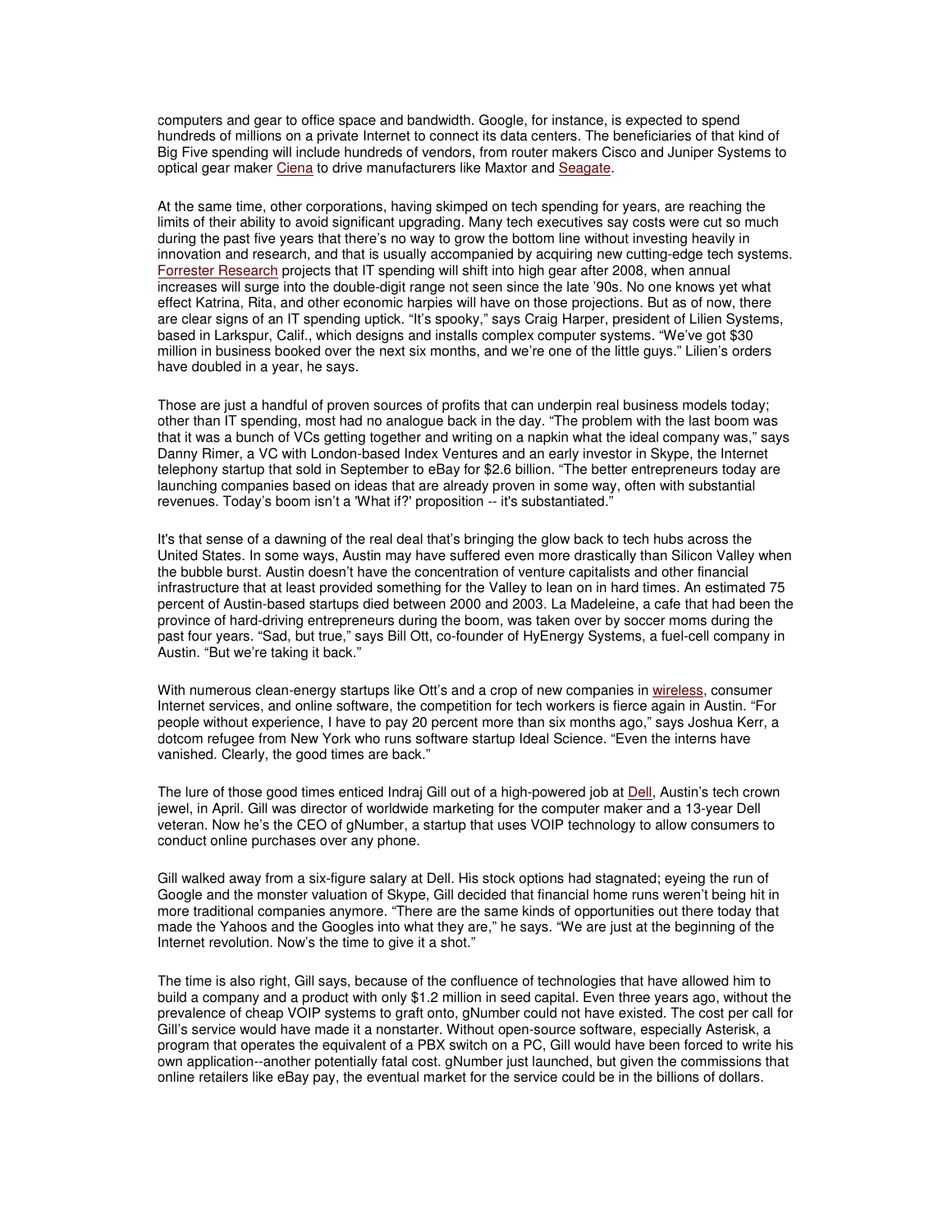computers and gear to office space and bandwidth. Google, for instance, is expected to spend hundreds of millions on a private Internet to connect its data centers. The beneficiaries of that kind of Big Five spending will include hundreds of vendors, from router makers Cisco and Juniper Systems to optical gear maker Ciena to drive manufacturers like Maxtor and Seagate.

At the same time, other corporations, having skimped on tech spending for years, are reaching the limits of their ability to avoid significant upgrading. Many tech executives say costs were cut so much during the past five years that there's no way to grow the bottom line without investing heavily in innovation and research, and that is usually accompanied by acquiring new cutting-edge tech systems. Forrester Research projects that IT spending will shift into high gear after 2008, when annual increases will surge into the double-digit range not seen since the late '90s. No one knows yet what effect Katrina, Rita, and other economic harpies will have on those projections. But as of now, there are clear signs of an IT spending uptick. "It's spooky," says Craig Harper, president of Lilien Systems, based in Larkspur, Calif., which designs and installs complex computer systems. "We've got $30 million in business booked over the next six months, and we're one of the little guys." Lilien's orders have doubled in a year, he says.

Those are just a handful of proven sources of profits that can underpin real business models today; other than IT spending, most had no analogue back in the day. "The problem with the last boom was that it was a bunch of VCs getting together and writing on a napkin what the ideal company was," says Danny Rimer, a VC with London-based Index Ventures and an early investor in Skype, the Internet telephony startup that sold in September to eBay for $2.6 billion. "The better entrepreneurs today are launching companies based on ideas that are already proven in some way, often with substantial revenues. Today's boom isn't a 'What if?' proposition -- it's substantiated."

It's that sense of a dawning of the real deal that's bringing the glow back to tech hubs across the United States. In some ways, Austin may have suffered even more drastically than Silicon Valley when the bubble burst. Austin doesn't have the concentration of venture capitalists and other financial infrastructure that at least provided something for the Valley to lean on in hard times. An estimated 75 percent of Austin-based startups died between 2000 and 2003. La Madeleine, a cafe that had been the province of hard-driving entrepreneurs during the boom, was taken over by soccer moms during the past four years. "Sad, but true," says Bill Ott, co-founder of HyEnergy Systems, a fuel-cell company in Austin. "But we're taking it back."

With numerous clean-energy startups like Ott's and a crop of new companies in wireless, consumer Internet services, and online software, the competition for tech workers is fierce again in Austin. "For people without experience, I have to pay 20 percent more than six months ago," says Joshua Kerr, a dotcom refugee from New York who runs software startup Ideal Science. "Even the interns have vanished. Clearly, the good times are back."

The lure of those good times enticed Indraj Gill out of a high-powered job at Dell, Austin's tech crown jewel, in April. Gill was director of worldwide marketing for the computer maker and a 13-year Dell veteran. Now he's the CEO of gNumber, a startup that uses VOIP technology to allow consumers to conduct online purchases over any phone.

Gill walked away from a six-figure salary at Dell. His stock options had stagnated; eyeing the run of Google and the monster valuation of Skype, Gill decided that financial home runs weren't being hit in more traditional companies anymore. "There are the same kinds of opportunities out there today that made the Yahoos and the Googles into what they are," he says. "We are just at the beginning of the Internet revolution. Now's the time to give it a shot."

The time is also right, Gill says, because of the confluence of technologies that have allowed him to build a company and a product with only $1.2 million in seed capital. Even three years ago, without the prevalence of cheap VOIP systems to graft onto, gNumber could not have existed. The cost per call for Gill's service would have made it a nonstarter. Without open-source software, especially Asterisk, a program that operates the equivalent of a PBX switch on a PC, Gill would have been forced to write his own application--another potentially fatal cost. gNumber just launched, but given the commissions that online retailers like eBay pay, the eventual market for the service could be in the billions of dollars.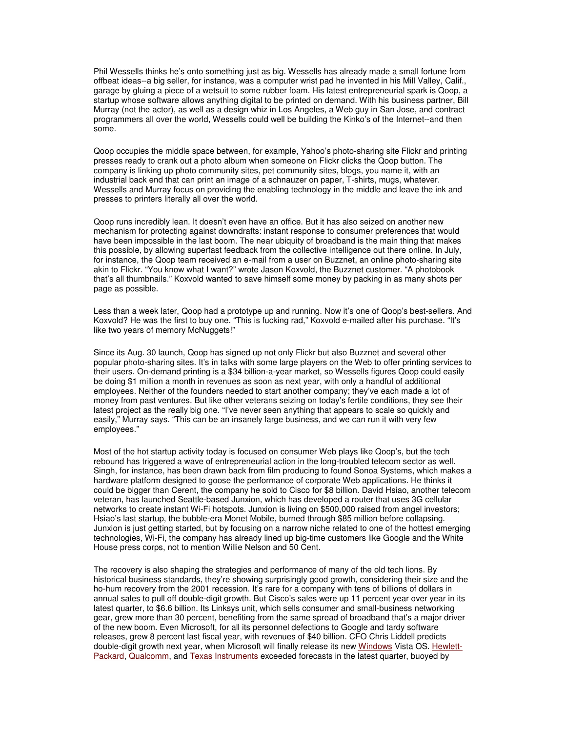Phil Wessells thinks he's onto something just as big. Wessells has already made a small fortune from offbeat ideas--a big seller, for instance, was a computer wrist pad he invented in his Mill Valley, Calif., garage by gluing a piece of a wetsuit to some rubber foam. His latest entrepreneurial spark is Qoop, a startup whose software allows anything digital to be printed on demand. With his business partner, Bill Murray (not the actor), as well as a design whiz in Los Angeles, a Web guy in San Jose, and contract programmers all over the world, Wessells could well be building the Kinko's of the Internet--and then some.

Qoop occupies the middle space between, for example, Yahoo's photo-sharing site Flickr and printing presses ready to crank out a photo album when someone on Flickr clicks the Qoop button. The company is linking up photo community sites, pet community sites, blogs, you name it, with an industrial back end that can print an image of a schnauzer on paper, T-shirts, mugs, whatever. Wessells and Murray focus on providing the enabling technology in the middle and leave the ink and presses to printers literally all over the world.

Qoop runs incredibly lean. It doesn't even have an office. But it has also seized on another new mechanism for protecting against downdrafts: instant response to consumer preferences that would have been impossible in the last boom. The near ubiquity of broadband is the main thing that makes this possible, by allowing superfast feedback from the collective intelligence out there online. In July, for instance, the Qoop team received an e-mail from a user on Buzznet, an online photo-sharing site akin to Flickr. "You know what I want?" wrote Jason Koxvold, the Buzznet customer. "A photobook that's all thumbnails." Koxvold wanted to save himself some money by packing in as many shots per page as possible.

Less than a week later, Qoop had a prototype up and running. Now it's one of Qoop's best-sellers. And Koxvold? He was the first to buy one. "This is fucking rad," Koxvold e-mailed after his purchase. "It's like two years of memory McNuggets!"

Since its Aug. 30 launch, Qoop has signed up not only Flickr but also Buzznet and several other popular photo-sharing sites. It's in talks with some large players on the Web to offer printing services to their users. On-demand printing is a $34 billion-a-year market, so Wessells figures Qoop could easily be doing $1 million a month in revenues as soon as next year, with only a handful of additional employees. Neither of the founders needed to start another company; they've each made a lot of money from past ventures. But like other veterans seizing on today's fertile conditions, they see their latest project as the really big one. "I've never seen anything that appears to scale so quickly and easily," Murray says. "This can be an insanely large business, and we can run it with very few employees."

Most of the hot startup activity today is focused on consumer Web plays like Qoop's, but the tech rebound has triggered a wave of entrepreneurial action in the long-troubled telecom sector as well. Singh, for instance, has been drawn back from film producing to found Sonoa Systems, which makes a hardware platform designed to goose the performance of corporate Web applications. He thinks it could be bigger than Cerent, the company he sold to Cisco for $8 billion. David Hsiao, another telecom veteran, has launched Seattle-based Junxion, which has developed a router that uses 3G cellular networks to create instant Wi-Fi hotspots. Junxion is living on $500,000 raised from angel investors; Hsiao's last startup, the bubble-era Monet Mobile, burned through $85 million before collapsing. Junxion is just getting started, but by focusing on a narrow niche related to one of the hottest emerging technologies, Wi-Fi, the company has already lined up big-time customers like Google and the White House press corps, not to mention Willie Nelson and 50 Cent.

The recovery is also shaping the strategies and performance of many of the old tech lions. By historical business standards, they're showing surprisingly good growth, considering their size and the ho-hum recovery from the 2001 recession. It's rare for a company with tens of billions of dollars in annual sales to pull off double-digit growth. But Cisco's sales were up 11 percent year over year in its latest quarter, to $6.6 billion. Its Linksys unit, which sells consumer and small-business networking gear, grew more than 30 percent, benefiting from the same spread of broadband that's a major driver of the new boom. Even Microsoft, for all its personnel defections to Google and tardy software releases, grew 8 percent last fiscal year, with revenues of $40 billion. CFO Chris Liddell predicts double-digit growth next year, when Microsoft will finally release its new Windows Vista OS. Hewlett-Packard, Qualcomm, and Texas Instruments exceeded forecasts in the latest quarter, buoyed by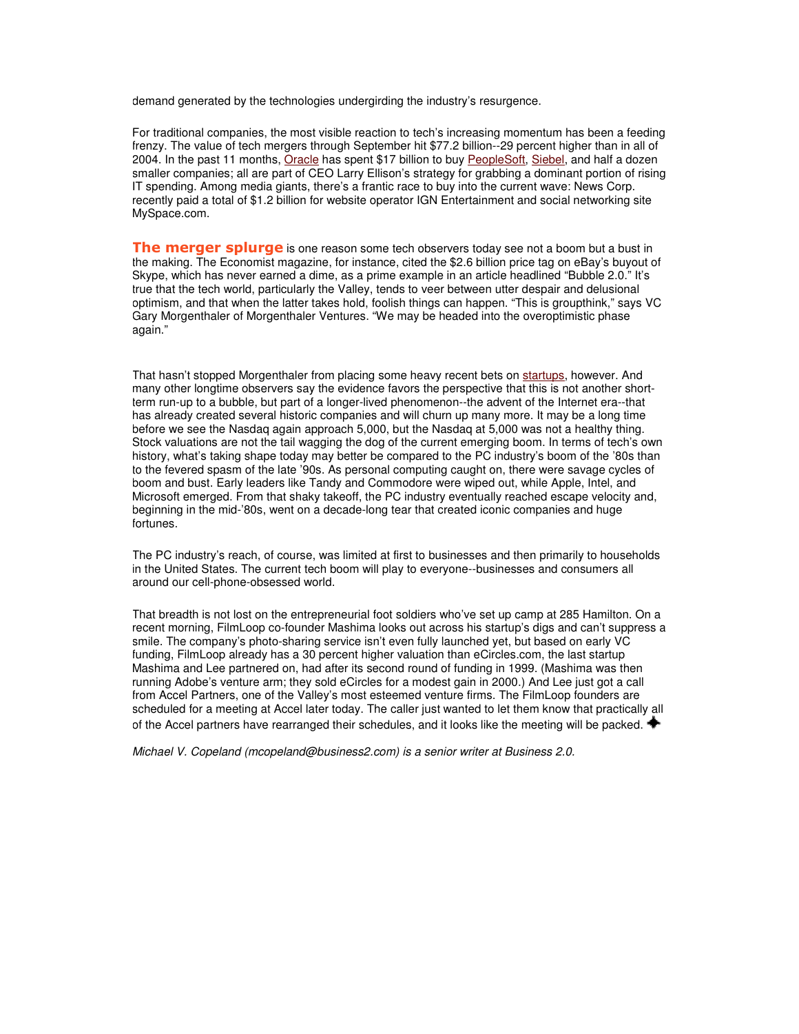demand generated by the technologies undergirding the industry's resurgence.

For traditional companies, the most visible reaction to tech's increasing momentum has been a feeding frenzy. The value of tech mergers through September hit $77.2 billion--29 percent higher than in all of 2004. In the past 11 months, Oracle has spent $17 billion to buy PeopleSoft, Siebel, and half a dozen smaller companies; all are part of CEO Larry Ellison's strategy for grabbing a dominant portion of rising IT spending. Among media giants, there's a frantic race to buy into the current wave: News Corp. recently paid a total of $1.2 billion for website operator IGN Entertainment and social networking site MySpace.com.

**The merger splurge** is one reason some tech observers today see not a boom but a bust in the making. The Economist magazine, for instance, cited the $2.6 billion price tag on eBay's buyout of Skype, which has never earned a dime, as a prime example in an article headlined "Bubble 2.0." It's true that the tech world, particularly the Valley, tends to veer between utter despair and delusional optimism, and that when the latter takes hold, foolish things can happen. "This is groupthink," says VC Gary Morgenthaler of Morgenthaler Ventures. "We may be headed into the overoptimistic phase again."

That hasn't stopped Morgenthaler from placing some heavy recent bets on startups, however. And many other longtime observers say the evidence favors the perspective that this is not another short-term run-up to a bubble, but part of a longer-lived phenomenon--the advent of the Internet era--that has already created several historic companies and will churn up many more. It may be a long time before we see the Nasdaq again approach 5,000, but the Nasdaq at 5,000 was not a healthy thing. Stock valuations are not the tail wagging the dog of the current emerging boom. In terms of tech's own history, what's taking shape today may better be compared to the PC industry's boom of the '80s than to the fevered spasm of the late '90s. As personal computing caught on, there were savage cycles of boom and bust. Early leaders like Tandy and Commodore were wiped out, while Apple, Intel, and Microsoft emerged. From that shaky takeoff, the PC industry eventually reached escape velocity and, beginning in the mid-'80s, went on a decade-long tear that created iconic companies and huge fortunes.

The PC industry's reach, of course, was limited at first to businesses and then primarily to households in the United States. The current tech boom will play to everyone--businesses and consumers all around our cell-phone-obsessed world.

That breadth is not lost on the entrepreneurial foot soldiers who've set up camp at 285 Hamilton. On a recent morning, FilmLoop co-founder Mashima looks out across his startup's digs and can't suppress a smile. The company's photo-sharing service isn't even fully launched yet, but based on early VC funding, FilmLoop already has a 30 percent higher valuation than eCircles.com, the last startup Mashima and Lee partnered on, had after its second round of funding in 1999. (Mashima was then running Adobe's venture arm; they sold eCircles for a modest gain in 2000.) And Lee just got a call from Accel Partners, one of the Valley's most esteemed venture firms. The FilmLoop founders are scheduled for a meeting at Accel later today. The caller just wanted to let them know that practically all of the Accel partners have rearranged their schedules, and it looks like the meeting will be packed.

*Michael V. Copeland (mcopeland@business2.com) is a senior writer at Business 2.0.*